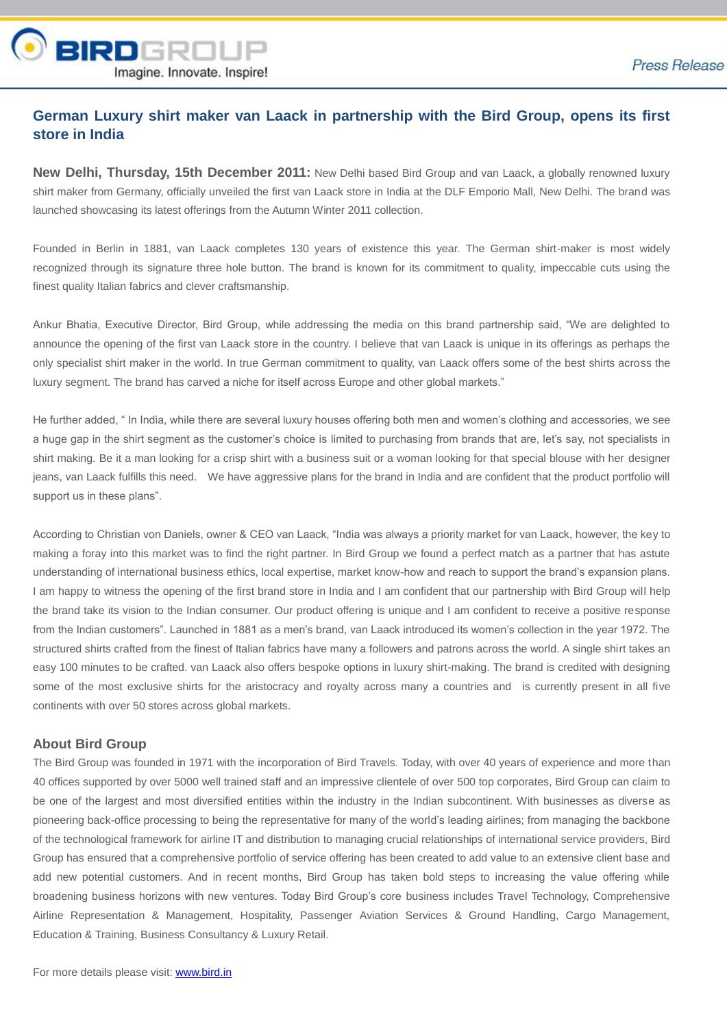BIRDGROUP

Imagine. Innovate. Inspire!

*Press Release*

## German Luxury shirt maker van Laack in partnership with the Bird Group, opens its first store in India

**New Delhi, Thursday, 15th December 2011:** New Delhi based Bird Group and van Laack, a globally renowned luxury shirt maker from Germany, officially unveiled the first van Laack store in India at the DLF Emporio Mall, New Delhi. The brand was launched showcasing its latest offerings from the Autumn Winter 2011 collection.

Founded in Berlin in 1881, van Laack completes 130 years of existence this year. The German shirt-maker is most widely recognized through its signature three hole button. The brand is known for its commitment to quality, impeccable cuts using the finest quality Italian fabrics and clever craftsmanship.

Ankur Bhatia, Executive Director, Bird Group, while addressing the media on this brand partnership said, "We are delighted to announce the opening of the first van Laack store in the country. I believe that van Laack is unique in its offerings as perhaps the only specialist shirt maker in the world. In true German commitment to quality, van Laack offers some of the best shirts across the luxury segment. The brand has carved a niche for itself across Europe and other global markets."

He further added, " In India, while there are several luxury houses offering both men and women's clothing and accessories, we see a huge gap in the shirt segment as the customer's choice is limited to purchasing from brands that are, let's say, not specialists in shirt making. Be it a man looking for a crisp shirt with a business suit or a woman looking for that special blouse with her designer jeans, van Laack fulfills this need. We have aggressive plans for the brand in India and are confident that the product portfolio will support us in these plans".

According to Christian von Daniels, owner & CEO van Laack, "India was always a priority market for van Laack, however, the key to making a foray into this market was to find the right partner. In Bird Group we found a perfect match as a partner that has astute understanding of international business ethics, local expertise, market know-how and reach to support the brand's expansion plans. I am happy to witness the opening of the first brand store in India and I am confident that our partnership with Bird Group will help the brand take its vision to the Indian consumer. Our product offering is unique and I am confident to receive a positive response from the Indian customers". Launched in 1881 as a men's brand, van Laack introduced its women's collection in the year 1972. The structured shirts crafted from the finest of Italian fabrics have many a followers and patrons across the world. A single shirt takes an easy 100 minutes to be crafted. van Laack also offers bespoke options in luxury shirt-making. The brand is credited with designing some of the most exclusive shirts for the aristocracy and royalty across many a countries and is currently present in all five continents with over 50 stores across global markets.

### About Bird Group

The Bird Group was founded in 1971 with the incorporation of Bird Travels. Today, with over 40 years of experience and more than 40 offices supported by over 5000 well trained staff and an impressive clientele of over 500 top corporates, Bird Group can claim to be one of the largest and most diversified entities within the industry in the Indian subcontinent. With businesses as diverse as pioneering back-office processing to being the representative for many of the world's leading airlines; from managing the backbone of the technological framework for airline IT and distribution to managing crucial relationships of international service providers, Bird Group has ensured that a comprehensive portfolio of service offering has been created to add value to an extensive client base and add new potential customers. And in recent months, Bird Group has taken bold steps to increasing the value offering while broadening business horizons with new ventures. Today Bird Group's core business includes Travel Technology, Comprehensive Airline Representation & Management, Hospitality, Passenger Aviation Services & Ground Handling, Cargo Management, Education & Training, Business Consultancy & Luxury Retail.

For more details please visit: [www.bird.in](http://www.bird.in)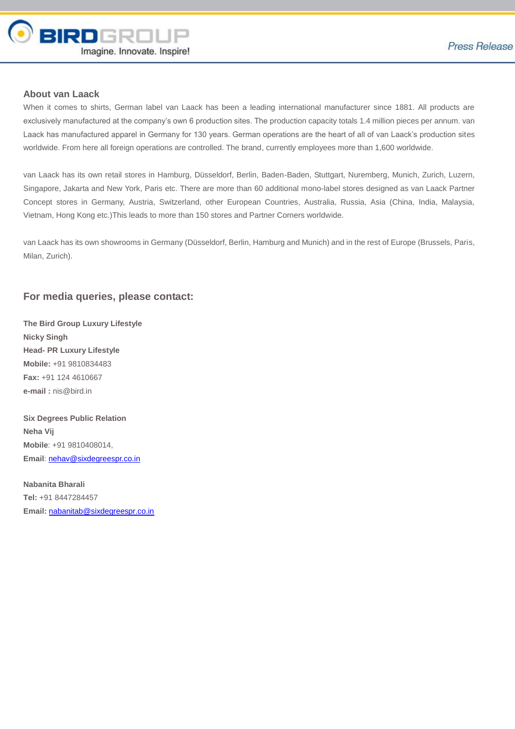## About van Laack

When it comes to shirts, German label van Laack has been a leading international manufacturer since 1881. All products are exclusively manufactured at the company's own 6 production sites. The production capacity totals 1.4 million pieces per annum. van Laack has manufactured apparel in Germany for 130 years. German operations are the heart of all of van Laack's production sites worldwide. From here all foreign operations are controlled. The brand, currently employees more than 1,600 worldwide.

van Laack has its own retail stores in Hamburg, Düsseldorf, Berlin, Baden-Baden, Stuttgart, Nuremberg, Munich, Zurich, Luzern, Singapore, Jakarta and New York, Paris etc. There are more than 60 additional mono-label stores designed as van Laack Partner Concept stores in Germany, Austria, Switzerland, other European Countries, Australia, Russia, Asia (China, India, Malaysia, Vietnam, Hong Kong etc.)This leads to more than 150 stores and Partner Corners worldwide.

van Laack has its own showrooms in Germany (Düsseldorf, Berlin, Hamburg and Munich) and in the rest of Europe (Brussels, Paris, Milan, Zurich).

## For media queries, please contact:

**The Bird Group Luxury Lifestyle**
**Nicky Singh**
**Head- PR Luxury Lifestyle**
**Mobile:** +91 9810834483
**Fax:** +91 124 4610667
**e-mail :** nis@bird.in

**Six Degrees Public Relation**
**Neha Vij**
**Mobile**: +91 9810408014,
**Email**: nehav@sixdegreespr.co.in

**Nabanita Bharali**
**Tel:** +91 8447284457
**Email:** nabanitab@sixdegreespr.co.in